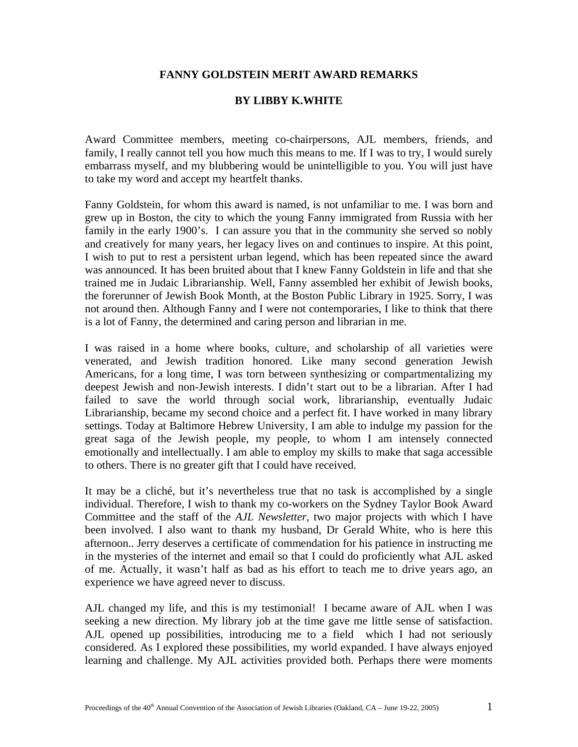# FANNY GOLDSTEIN MERIT AWARD REMARKS

## BY LIBBY K.WHITE

Award Committee members, meeting co-chairpersons, AJL members, friends, and family, I really cannot tell you how much this means to me. If I was to try, I would surely embarrass myself, and my blubbering would be unintelligible to you. You will just have to take my word and accept my heartfelt thanks.

Fanny Goldstein, for whom this award is named, is not unfamiliar to me. I was born and grew up in Boston, the city to which the young Fanny immigrated from Russia with her family in the early 1900's. I can assure you that in the community she served so nobly and creatively for many years, her legacy lives on and continues to inspire. At this point, I wish to put to rest a persistent urban legend, which has been repeated since the award was announced. It has been bruited about that I knew Fanny Goldstein in life and that she trained me in Judaic Librarianship. Well, Fanny assembled her exhibit of Jewish books, the forerunner of Jewish Book Month, at the Boston Public Library in 1925. Sorry, I was not around then. Although Fanny and I were not contemporaries, I like to think that there is a lot of Fanny, the determined and caring person and librarian in me.

I was raised in a home where books, culture, and scholarship of all varieties were venerated, and Jewish tradition honored. Like many second generation Jewish Americans, for a long time, I was torn between synthesizing or compartmentalizing my deepest Jewish and non-Jewish interests. I didn't start out to be a librarian. After I had failed to save the world through social work, librarianship, eventually Judaic Librarianship, became my second choice and a perfect fit. I have worked in many library settings. Today at Baltimore Hebrew University, I am able to indulge my passion for the great saga of the Jewish people, my people, to whom I am intensely connected emotionally and intellectually. I am able to employ my skills to make that saga accessible to others. There is no greater gift that I could have received.

It may be a cliché, but it's nevertheless true that no task is accomplished by a single individual. Therefore, I wish to thank my co-workers on the Sydney Taylor Book Award Committee and the staff of the *AJL Newsletter,* two major projects with which I have been involved. I also want to thank my husband, Dr Gerald White, who is here this afternoon.. Jerry deserves a certificate of commendation for his patience in instructing me in the mysteries of the internet and email so that I could do proficiently what AJL asked of me. Actually, it wasn't half as bad as his effort to teach me to drive years ago, an experience we have agreed never to discuss.

AJL changed my life, and this is my testimonial! I became aware of AJL when I was seeking a new direction. My library job at the time gave me little sense of satisfaction. AJL opened up possibilities, introducing me to a field which I had not seriously considered. As I explored these possibilities, my world expanded. I have always enjoyed learning and challenge. My AJL activities provided both. Perhaps there were moments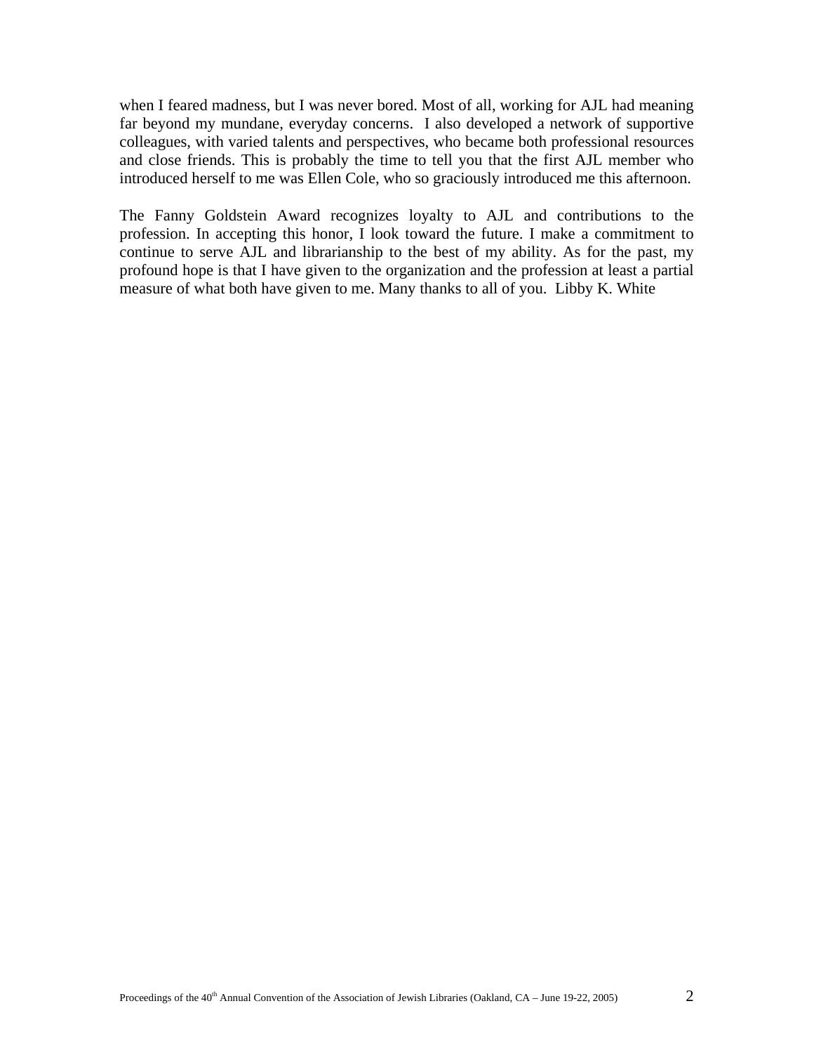when I feared madness, but I was never bored. Most of all, working for AJL had meaning far beyond my mundane, everyday concerns. I also developed a network of supportive colleagues, with varied talents and perspectives, who became both professional resources and close friends. This is probably the time to tell you that the first AJL member who introduced herself to me was Ellen Cole, who so graciously introduced me this afternoon.

The Fanny Goldstein Award recognizes loyalty to AJL and contributions to the profession. In accepting this honor, I look toward the future. I make a commitment to continue to serve AJL and librarianship to the best of my ability. As for the past, my profound hope is that I have given to the organization and the profession at least a partial measure of what both have given to me. Many thanks to all of you. Libby K. White